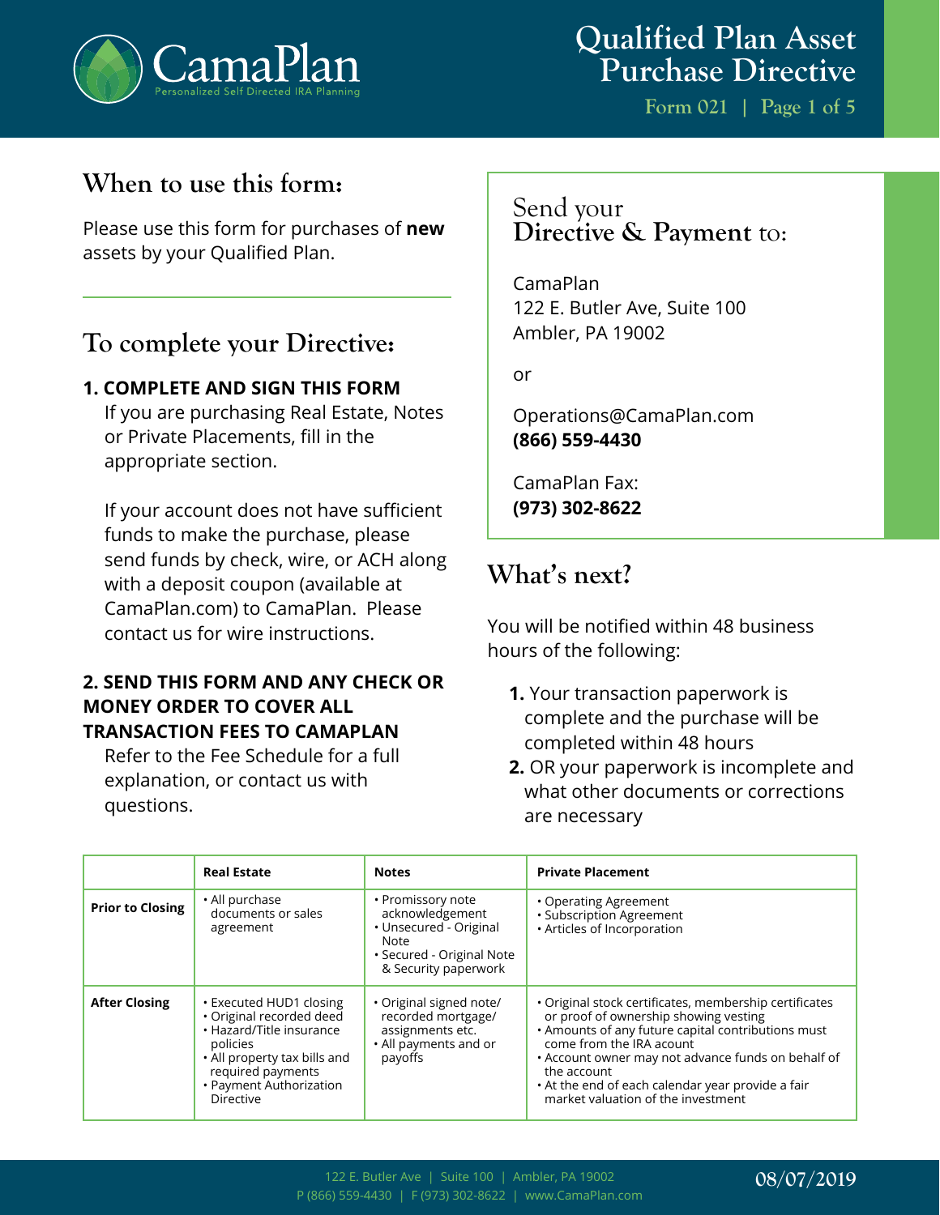# Qualified Plan Asset Purchase Directive

Form 021

## When to use this form:

Please use this form for purchases of **new** assets by your Qualified Plan.

## To complete your Directive:

**1. COMPLETE AND SIGN THIS FORM**

If you are purchasing Real Estate, Notes or Private Placements, fill in the appropriate section.

If your account does not have sufficient funds to make the purchase, please send funds by check, wire, or ACH along with a deposit coupon (available at CamaPlan.com) to CamaPlan. Please contact us for wire instructions.

**2. SEND THIS FORM AND ANY CHECK OR MONEY ORDER TO COVER ALL TRANSACTION FEES TO CAMAPLAN**

Refer to the Fee Schedule for a full explanation, or contact us with questions.

## Send your Directive & Payment to:

CamaPlan
122 E. Butler Ave, Suite 100
Ambler, PA 19002

or

Operations@CamaPlan.com
**(866) 559-4430**

CamaPlan Fax:
**(973) 302-8622**

## What's next?

You will be notified within 48 business hours of the following:

1. Your transaction paperwork is complete and the purchase will be completed within 48 hours
2. OR your paperwork is incomplete and what other documents or corrections are necessary

| | Real Estate | Notes | Private Placement |
|---|---|---|---|
| **Prior to Closing** | • All purchase documents or sales agreement | • Promissory note acknowledgement<br>• Unsecured - Original Note<br>• Secured - Original Note & Security paperwork | • Operating Agreement<br>• Subscription Agreement<br>• Articles of Incorporation |
| **After Closing** | • Executed HUD1 closing<br>• Original recorded deed<br>• Hazard/Title insurance policies<br>• All property tax bills and required payments<br>• Payment Authorization Directive | • Original signed note/ recorded mortgage/ assignments etc.<br>• All payments and or payoffs | • Original stock certificates, membership certificates or proof of ownership showing vesting<br>• Amounts of any future capital contributions must come from the IRA acount<br>• Account owner may not advance funds on behalf of the account<br>• At the end of each calendar year provide a fair market valuation of the investment |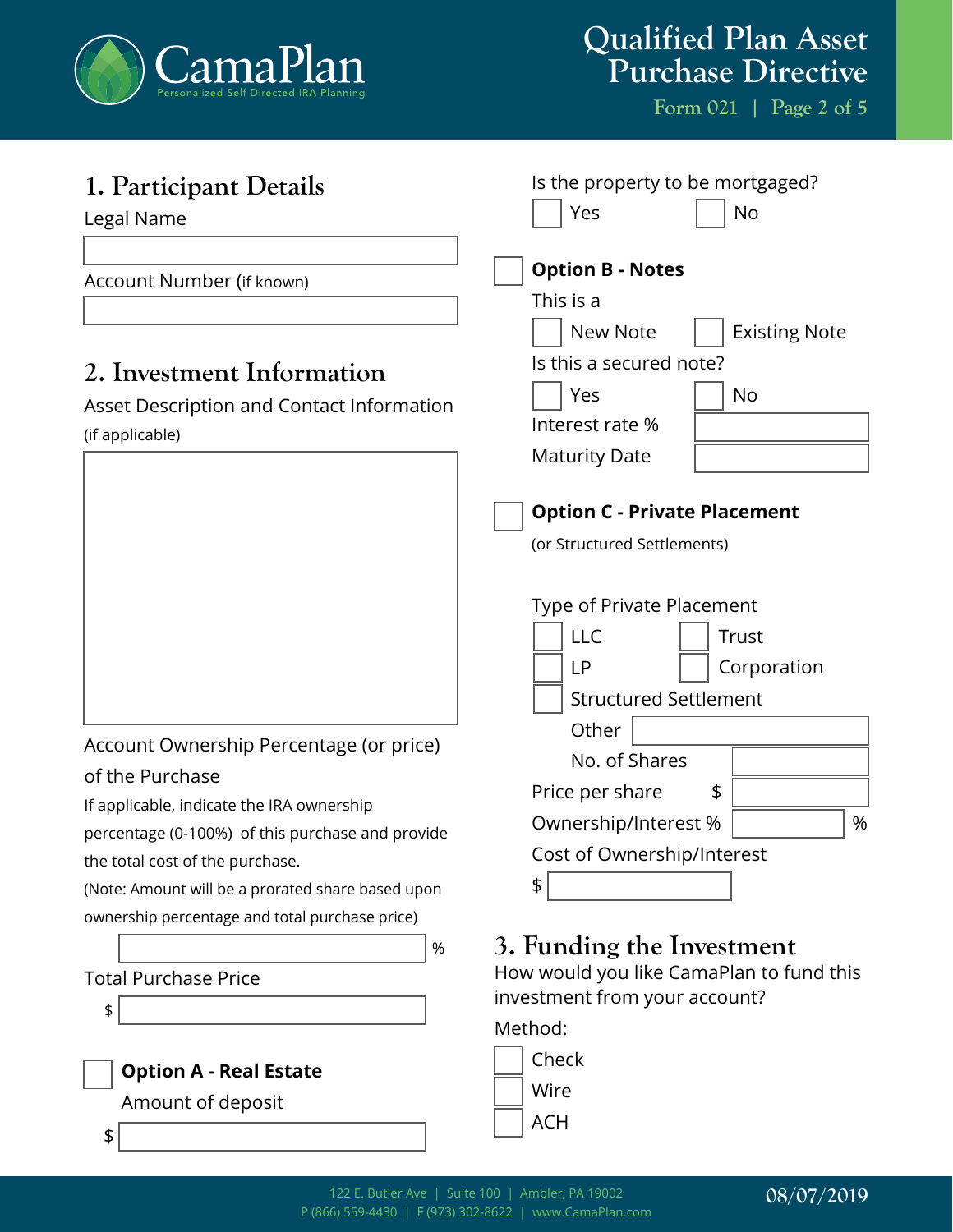# Qualified Plan Asset Purchase Directive

Form 021

## 1. Participant Details

Legal Name

Account Number (if known)

## 2. Investment Information

Asset Description and Contact Information

(if applicable)

Account Ownership Percentage (or price) of the Purchase

If applicable, indicate the IRA ownership percentage (0-100%) of this purchase and provide the total cost of the purchase.

(Note: Amount will be a prorated share based upon ownership percentage and total purchase price)

%

Total Purchase Price

$

☐ **Option A - Real Estate**

Amount of deposit

$

Is the property to be mortgaged?

☐ Yes ☐ No

☐ **Option B - Notes**

This is a

☐ New Note ☐ Existing Note

Is this a secured note?

☐ Yes ☐ No

Interest rate %

Maturity Date

☐ **Option C - Private Placement**

(or Structured Settlements)

Type of Private Placement

☐ LLC ☐ Trust

☐ LP ☐ Corporation

☐ Structured Settlement

Other

No. of Shares

Price per share $

Ownership/Interest % %

Cost of Ownership/Interest

$

## 3. Funding the Investment

How would you like CamaPlan to fund this investment from your account?

Method:

☐ Check

☐ Wire

☐ ACH

122 E. Butler Ave | Suite 100 | Ambler, PA 19002
P (866) 559-4430 | F (973) 302-8622 | www.CamaPlan.com

08/07/2019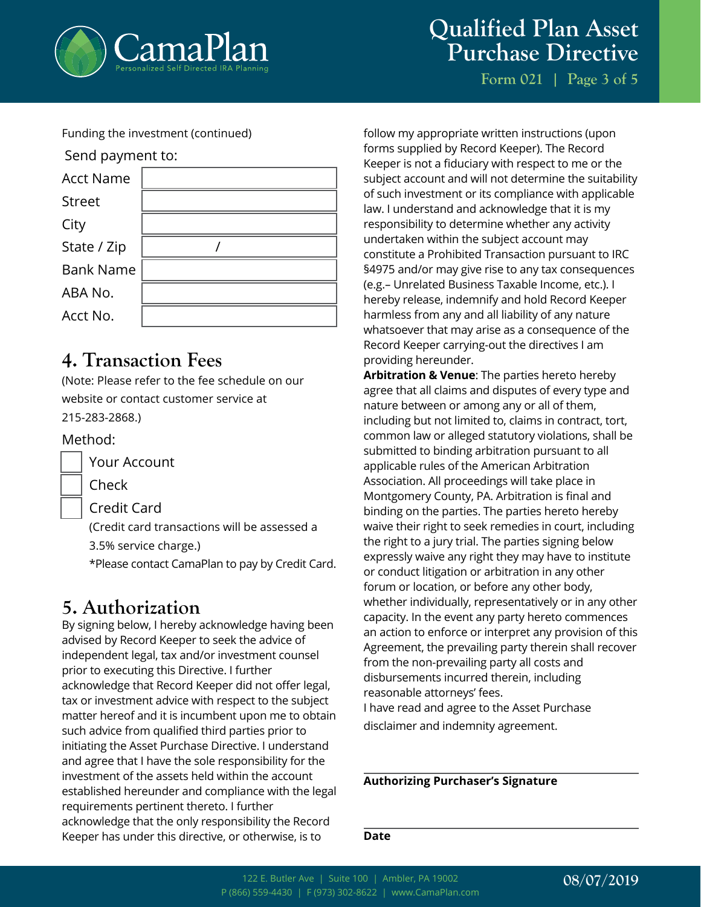Funding the investment (continued)

Send payment to:

| | |
|---|---|
| Acct Name | |
| Street | |
| City | |
| State / Zip | / |
| Bank Name | |
| ABA No. | |
| Acct No. | |

## 4. Transaction Fees

(Note: Please refer to the fee schedule on our website or contact customer service at 215-283-2868.)

Method:

- ☐ Your Account
- ☐ Check
- ☐ Credit Card

(Credit card transactions will be assessed a 3.5% service charge.)

*Please contact CamaPlan to pay by Credit Card.

## 5. Authorization

By signing below, I hereby acknowledge having been advised by Record Keeper to seek the advice of independent legal, tax and/or investment counsel prior to executing this Directive. I further acknowledge that Record Keeper did not offer legal, tax or investment advice with respect to the subject matter hereof and it is incumbent upon me to obtain such advice from qualified third parties prior to initiating the Asset Purchase Directive. I understand and agree that I have the sole responsibility for the investment of the assets held within the account established hereunder and compliance with the legal requirements pertinent thereto. I further acknowledge that the only responsibility the Record Keeper has under this directive, or otherwise, is to follow my appropriate written instructions (upon forms supplied by Record Keeper). The Record Keeper is not a fiduciary with respect to me or the subject account and will not determine the suitability of such investment or its compliance with applicable law. I understand and acknowledge that it is my responsibility to determine whether any activity undertaken within the subject account may constitute a Prohibited Transaction pursuant to IRC §4975 and/or may give rise to any tax consequences (e.g.– Unrelated Business Taxable Income, etc.). I hereby release, indemnify and hold Record Keeper harmless from any and all liability of any nature whatsoever that may arise as a consequence of the Record Keeper carrying-out the directives I am providing hereunder.

**Arbitration & Venue**: The parties hereto hereby agree that all claims and disputes of every type and nature between or among any or all of them, including but not limited to, claims in contract, tort, common law or alleged statutory violations, shall be submitted to binding arbitration pursuant to all applicable rules of the American Arbitration Association. All proceedings will take place in Montgomery County, PA. Arbitration is final and binding on the parties. The parties hereto hereby waive their right to seek remedies in court, including the right to a jury trial. The parties signing below expressly waive any right they may have to institute or conduct litigation or arbitration in any other forum or location, or before any other body, whether individually, representatively or in any other capacity. In the event any party hereto commences an action to enforce or interpret any provision of this Agreement, the prevailing party therein shall recover from the non-prevailing party all costs and disbursements incurred therein, including reasonable attorneys' fees.

I have read and agree to the Asset Purchase disclaimer and indemnity agreement.

______________________________
**Authorizing Purchaser's Signature**

______________________________
**Date**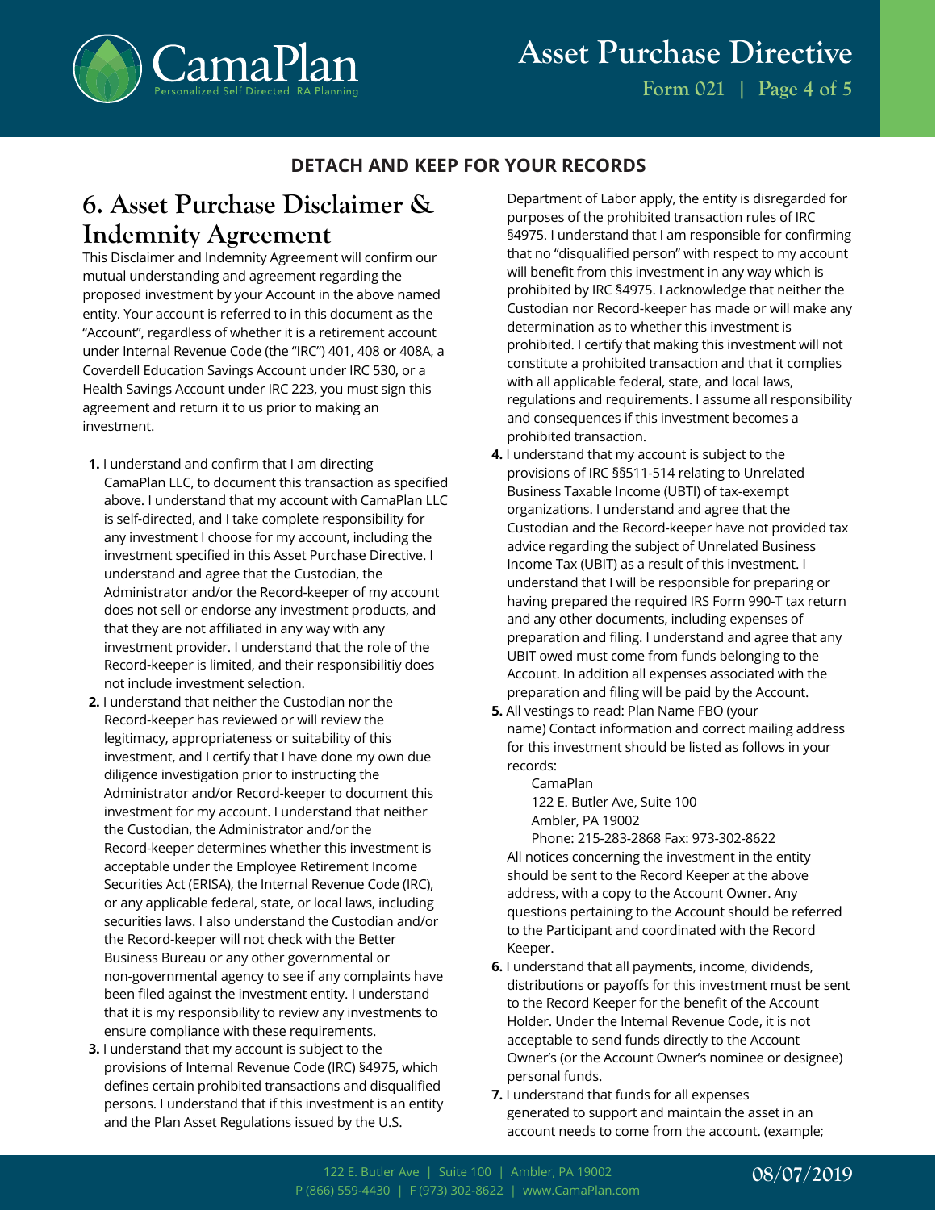**DETACH AND KEEP FOR YOUR RECORDS**

## 6. Asset Purchase Disclaimer & Indemnity Agreement

This Disclaimer and Indemnity Agreement will confirm our mutual understanding and agreement regarding the proposed investment by your Account in the above named entity. Your account is referred to in this document as the "Account", regardless of whether it is a retirement account under Internal Revenue Code (the "IRC") 401, 408 or 408A, a Coverdell Education Savings Account under IRC 530, or a Health Savings Account under IRC 223, you must sign this agreement and return it to us prior to making an investment.

1. I understand and confirm that I am directing CamaPlan LLC, to document this transaction as specified above. I understand that my account with CamaPlan LLC is self-directed, and I take complete responsibility for any investment I choose for my account, including the investment specified in this Asset Purchase Directive. I understand and agree that the Custodian, the Administrator and/or the Record-keeper of my account does not sell or endorse any investment products, and that they are not affiliated in any way with any investment provider. I understand that the role of the Record-keeper is limited, and their responsibilitiy does not include investment selection.
2. I understand that neither the Custodian nor the Record-keeper has reviewed or will review the legitimacy, appropriateness or suitability of this investment, and I certify that I have done my own due diligence investigation prior to instructing the Administrator and/or Record-keeper to document this investment for my account. I understand that neither the Custodian, the Administrator and/or the Record-keeper determines whether this investment is acceptable under the Employee Retirement Income Securities Act (ERISA), the Internal Revenue Code (IRC), or any applicable federal, state, or local laws, including securities laws. I also understand the Custodian and/or the Record-keeper will not check with the Better Business Bureau or any other governmental or non-governmental agency to see if any complaints have been filed against the investment entity. I understand that it is my responsibility to review any investments to ensure compliance with these requirements.
3. I understand that my account is subject to the provisions of Internal Revenue Code (IRC) §4975, which defines certain prohibited transactions and disqualified persons. I understand that if this investment is an entity and the Plan Asset Regulations issued by the U.S. Department of Labor apply, the entity is disregarded for purposes of the prohibited transaction rules of IRC §4975. I understand that I am responsible for confirming that no "disqualified person" with respect to my account will benefit from this investment in any way which is prohibited by IRC §4975. I acknowledge that neither the Custodian nor Record-keeper has made or will make any determination as to whether this investment is prohibited. I certify that making this investment will not constitute a prohibited transaction and that it complies with all applicable federal, state, and local laws, regulations and requirements. I assume all responsibility and consequences if this investment becomes a prohibited transaction.
4. I understand that my account is subject to the provisions of IRC §§511-514 relating to Unrelated Business Taxable Income (UBTI) of tax-exempt organizations. I understand and agree that the Custodian and the Record-keeper have not provided tax advice regarding the subject of Unrelated Business Income Tax (UBIT) as a result of this investment. I understand that I will be responsible for preparing or having prepared the required IRS Form 990-T tax return and any other documents, including expenses of preparation and filing. I understand and agree that any UBIT owed must come from funds belonging to the Account. In addition all expenses associated with the preparation and filing will be paid by the Account.
5. All vestings to read: Plan Name FBO (your name) Contact information and correct mailing address for this investment should be listed as follows in your records:

   CamaPlan
   122 E. Butler Ave, Suite 100
   Ambler, PA 19002
   Phone: 215-283-2868 Fax: 973-302-8622

   All notices concerning the investment in the entity should be sent to the Record Keeper at the above address, with a copy to the Account Owner. Any questions pertaining to the Account should be referred to the Participant and coordinated with the Record Keeper.
6. I understand that all payments, income, dividends, distributions or payoffs for this investment must be sent to the Record Keeper for the benefit of the Account Holder. Under the Internal Revenue Code, it is not acceptable to send funds directly to the Account Owner's (or the Account Owner's nominee or designee) personal funds.
7. I understand that funds for all expenses generated to support and maintain the asset in an account needs to come from the account. (example;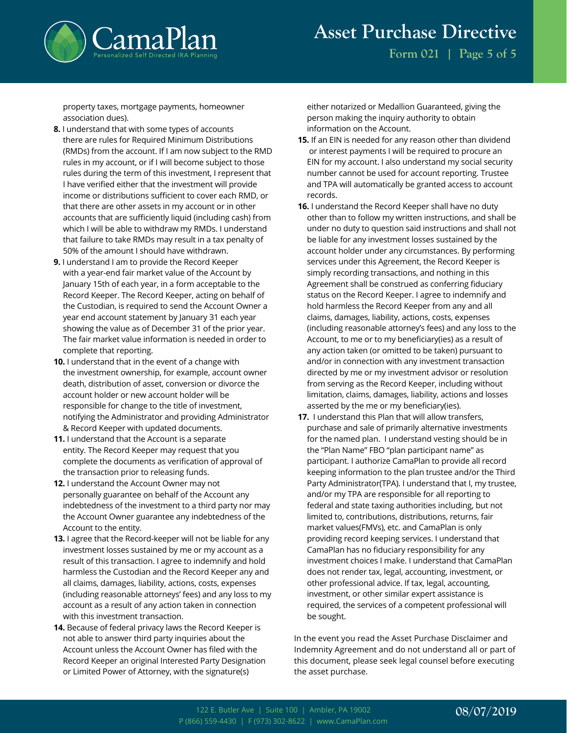property taxes, mortgage payments, homeowner association dues).

8. I understand that with some types of accounts there are rules for Required Minimum Distributions (RMDs) from the account. If I am now subject to the RMD rules in my account, or if I will become subject to those rules during the term of this investment, I represent that I have verified either that the investment will provide income or distributions sufficient to cover each RMD, or that there are other assets in my account or in other accounts that are sufficiently liquid (including cash) from which I will be able to withdraw my RMDs. I understand that failure to take RMDs may result in a tax penalty of 50% of the amount I should have withdrawn.

9. I understand I am to provide the Record Keeper with a year-end fair market value of the Account by January 15th of each year, in a form acceptable to the Record Keeper. The Record Keeper, acting on behalf of the Custodian, is required to send the Account Owner a year end account statement by January 31 each year showing the value as of December 31 of the prior year. The fair market value information is needed in order to complete that reporting.

10. I understand that in the event of a change with the investment ownership, for example, account owner death, distribution of asset, conversion or divorce the account holder or new account holder will be responsible for change to the title of investment, notifying the Administrator and providing Administrator & Record Keeper with updated documents.

11. I understand that the Account is a separate entity. The Record Keeper may request that you complete the documents as verification of approval of the transaction prior to releasing funds.

12. I understand the Account Owner may not personally guarantee on behalf of the Account any indebtedness of the investment to a third party nor may the Account Owner guarantee any indebtedness of the Account to the entity.

13. I agree that the Record-keeper will not be liable for any investment losses sustained by me or my account as a result of this transaction. I agree to indemnify and hold harmless the Custodian and the Record Keeper any and all claims, damages, liability, actions, costs, expenses (including reasonable attorneys' fees) and any loss to my account as a result of any action taken in connection with this investment transaction.

14. Because of federal privacy laws the Record Keeper is not able to answer third party inquiries about the Account unless the Account Owner has filed with the Record Keeper an original Interested Party Designation or Limited Power of Attorney, with the signature(s) either notarized or Medallion Guaranteed, giving the person making the inquiry authority to obtain information on the Account.

15. If an EIN is needed for any reason other than dividend or interest payments I will be required to procure an EIN for my account. I also understand my social security number cannot be used for account reporting. Trustee and TPA will automatically be granted access to account records.

16. I understand the Record Keeper shall have no duty other than to follow my written instructions, and shall be under no duty to question said instructions and shall not be liable for any investment losses sustained by the account holder under any circumstances. By performing services under this Agreement, the Record Keeper is simply recording transactions, and nothing in this Agreement shall be construed as conferring fiduciary status on the Record Keeper. I agree to indemnify and hold harmless the Record Keeper from any and all claims, damages, liability, actions, costs, expenses (including reasonable attorney's fees) and any loss to the Account, to me or to my beneficiary(ies) as a result of any action taken (or omitted to be taken) pursuant to and/or in connection with any investment transaction directed by me or my investment advisor or resolution from serving as the Record Keeper, including without limitation, claims, damages, liability, actions and losses asserted by the me or my beneficiary(ies).

17. I understand this Plan that will allow transfers, purchase and sale of primarily alternative investments for the named plan. I understand vesting should be in the "Plan Name" FBO "plan participant name" as participant. I authorize CamaPlan to provide all record keeping information to the plan trustee and/or the Third Party Administrator(TPA). I understand that I, my trustee, and/or my TPA are responsible for all reporting to federal and state taxing authorities including, but not limited to, contributions, distributions, returns, fair market values(FMVs), etc. and CamaPlan is only providing record keeping services. I understand that CamaPlan has no fiduciary responsibility for any investment choices I make. I understand that CamaPlan does not render tax, legal, accounting, investment, or other professional advice. If tax, legal, accounting, investment, or other similar expert assistance is required, the services of a competent professional will be sought.

In the event you read the Asset Purchase Disclaimer and Indemnity Agreement and do not understand all or part of this document, please seek legal counsel before executing the asset purchase.